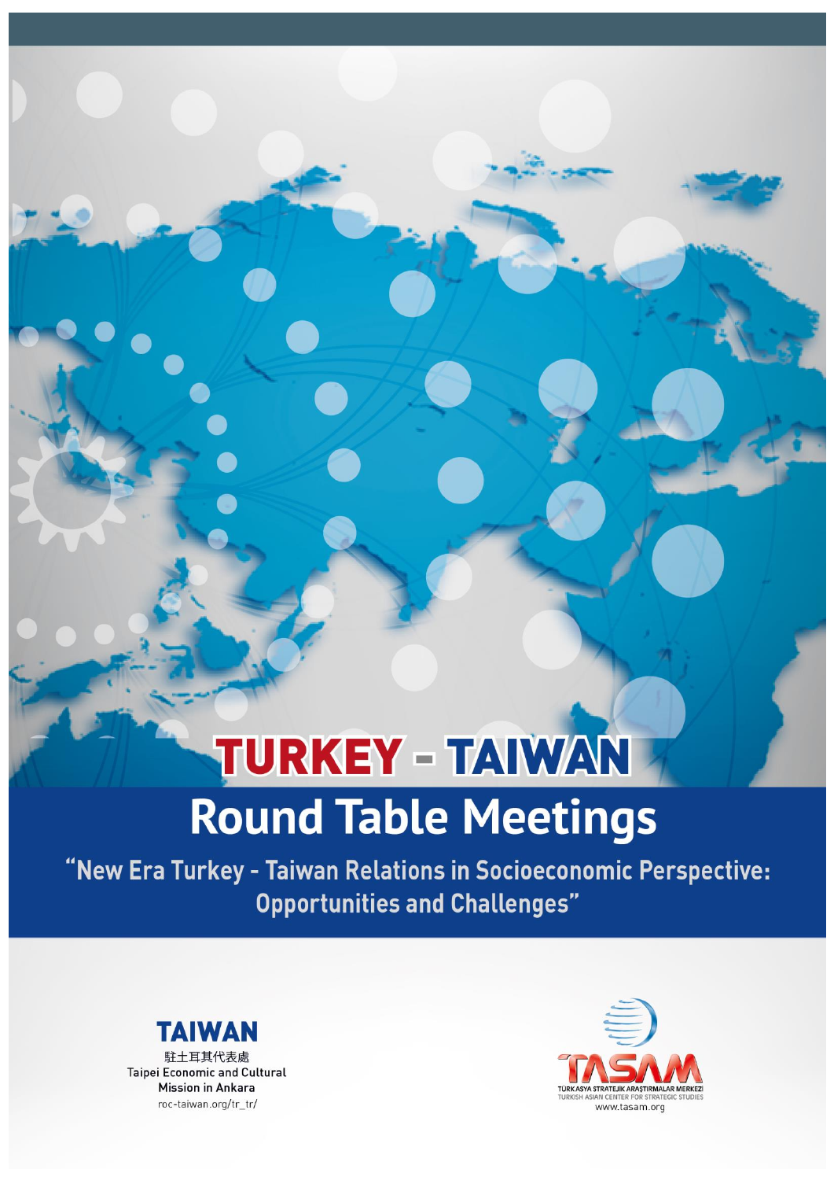# TURKEY - TAIWAN

## Round Table Meetings

**"New Era Turkey - Taiwan Relations in Socioeconomic Perspective: Opportunities and Challenges"**

TAIWAN

駐土耳其代表處

Taipei Economic and Cultural Mission in Ankara

roc-taiwan.org/tr_tr/

TASAM

TÜRK ASYA STRATEJİK ARAŞTIRMALAR MERKEZİ

TURKISH ASIAN CENTER FOR STRATEGIC STUDIES

www.tasam.org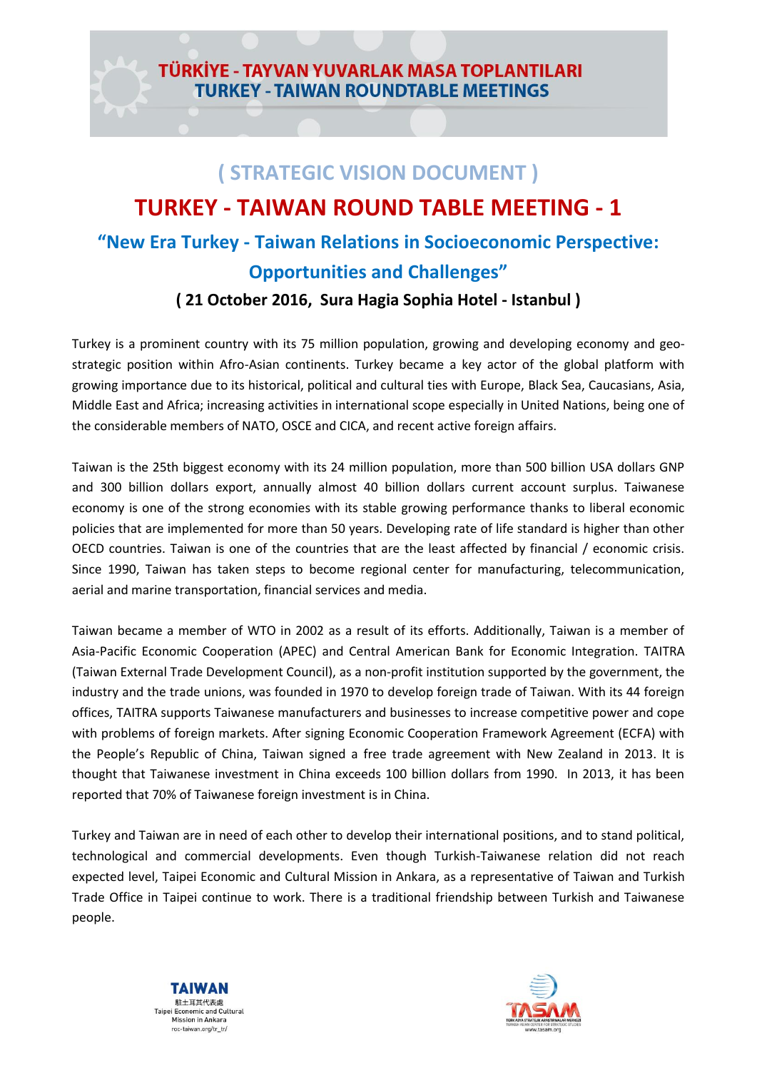# TÜRKİYE - TAYVAN YUVARLAK MASA TOPLANTILARI
# TURKEY - TAIWAN ROUNDTABLE MEETINGS

## ( STRATEGIC VISION DOCUMENT )

# TURKEY - TAIWAN ROUND TABLE MEETING - 1

## "New Era Turkey - Taiwan Relations in Socioeconomic Perspective: Opportunities and Challenges"

**( 21 October 2016, Sura Hagia Sophia Hotel - Istanbul )**

Turkey is a prominent country with its 75 million population, growing and developing economy and geo-strategic position within Afro-Asian continents. Turkey became a key actor of the global platform with growing importance due to its historical, political and cultural ties with Europe, Black Sea, Caucasians, Asia, Middle East and Africa; increasing activities in international scope especially in United Nations, being one of the considerable members of NATO, OSCE and CICA, and recent active foreign affairs.

Taiwan is the 25th biggest economy with its 24 million population, more than 500 billion USA dollars GNP and 300 billion dollars export, annually almost 40 billion dollars current account surplus. Taiwanese economy is one of the strong economies with its stable growing performance thanks to liberal economic policies that are implemented for more than 50 years. Developing rate of life standard is higher than other OECD countries. Taiwan is one of the countries that are the least affected by financial / economic crisis. Since 1990, Taiwan has taken steps to become regional center for manufacturing, telecommunication, aerial and marine transportation, financial services and media.

Taiwan became a member of WTO in 2002 as a result of its efforts. Additionally, Taiwan is a member of Asia-Pacific Economic Cooperation (APEC) and Central American Bank for Economic Integration. TAITRA (Taiwan External Trade Development Council), as a non-profit institution supported by the government, the industry and the trade unions, was founded in 1970 to develop foreign trade of Taiwan. With its 44 foreign offices, TAITRA supports Taiwanese manufacturers and businesses to increase competitive power and cope with problems of foreign markets. After signing Economic Cooperation Framework Agreement (ECFA) with the People's Republic of China, Taiwan signed a free trade agreement with New Zealand in 2013. It is thought that Taiwanese investment in China exceeds 100 billion dollars from 1990. In 2013, it has been reported that 70% of Taiwanese foreign investment is in China.

Turkey and Taiwan are in need of each other to develop their international positions, and to stand political, technological and commercial developments. Even though Turkish-Taiwanese relation did not reach expected level, Taipei Economic and Cultural Mission in Ankara, as a representative of Taiwan and Turkish Trade Office in Taipei continue to work. There is a traditional friendship between Turkish and Taiwanese people.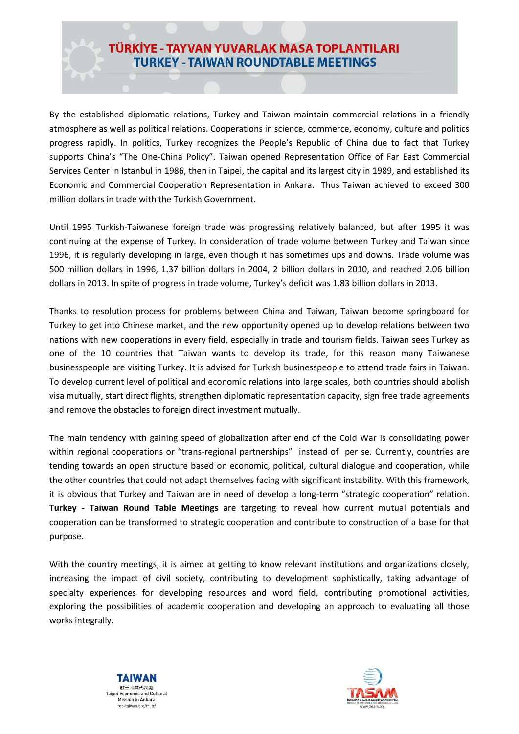# TÜRKİYE - TAYVAN YUVARLAK MASA TOPLANTILARI
# TURKEY - TAIWAN ROUNDTABLE MEETINGS

By the established diplomatic relations, Turkey and Taiwan maintain commercial relations in a friendly atmosphere as well as political relations. Cooperations in science, commerce, economy, culture and politics progress rapidly. In politics, Turkey recognizes the People's Republic of China due to fact that Turkey supports China's "The One-China Policy". Taiwan opened Representation Office of Far East Commercial Services Center in Istanbul in 1986, then in Taipei, the capital and its largest city in 1989, and established its Economic and Commercial Cooperation Representation in Ankara. Thus Taiwan achieved to exceed 300 million dollars in trade with the Turkish Government.

Until 1995 Turkish-Taiwanese foreign trade was progressing relatively balanced, but after 1995 it was continuing at the expense of Turkey. In consideration of trade volume between Turkey and Taiwan since 1996, it is regularly developing in large, even though it has sometimes ups and downs. Trade volume was 500 million dollars in 1996, 1.37 billion dollars in 2004, 2 billion dollars in 2010, and reached 2.06 billion dollars in 2013. In spite of progress in trade volume, Turkey's deficit was 1.83 billion dollars in 2013.

Thanks to resolution process for problems between China and Taiwan, Taiwan become springboard for Turkey to get into Chinese market, and the new opportunity opened up to develop relations between two nations with new cooperations in every field, especially in trade and tourism fields. Taiwan sees Turkey as one of the 10 countries that Taiwan wants to develop its trade, for this reason many Taiwanese businesspeople are visiting Turkey. It is advised for Turkish businesspeople to attend trade fairs in Taiwan. To develop current level of political and economic relations into large scales, both countries should abolish visa mutually, start direct flights, strengthen diplomatic representation capacity, sign free trade agreements and remove the obstacles to foreign direct investment mutually.

The main tendency with gaining speed of globalization after end of the Cold War is consolidating power within regional cooperations or "trans-regional partnerships" instead of per se. Currently, countries are tending towards an open structure based on economic, political, cultural dialogue and cooperation, while the other countries that could not adapt themselves facing with significant instability. With this framework, it is obvious that Turkey and Taiwan are in need of develop a long-term "strategic cooperation" relation. **Turkey - Taiwan Round Table Meetings** are targeting to reveal how current mutual potentials and cooperation can be transformed to strategic cooperation and contribute to construction of a base for that purpose.

With the country meetings, it is aimed at getting to know relevant institutions and organizations closely, increasing the impact of civil society, contributing to development sophistically, taking advantage of specialty experiences for developing resources and word field, contributing promotional activities, exploring the possibilities of academic cooperation and developing an approach to evaluating all those works integrally.

TAIWAN
駐土耳其代表處
Taipei Economic and Cultural Mission in Ankara
roc-taiwan.org/tr_tr/

TASAM
TÜRK ASYA STRATEJİK ARAŞTIRMALAR MERKEZİ
TURKISH ASIAN CENTER FOR STRATEGIC STUDIES
www.tasam.org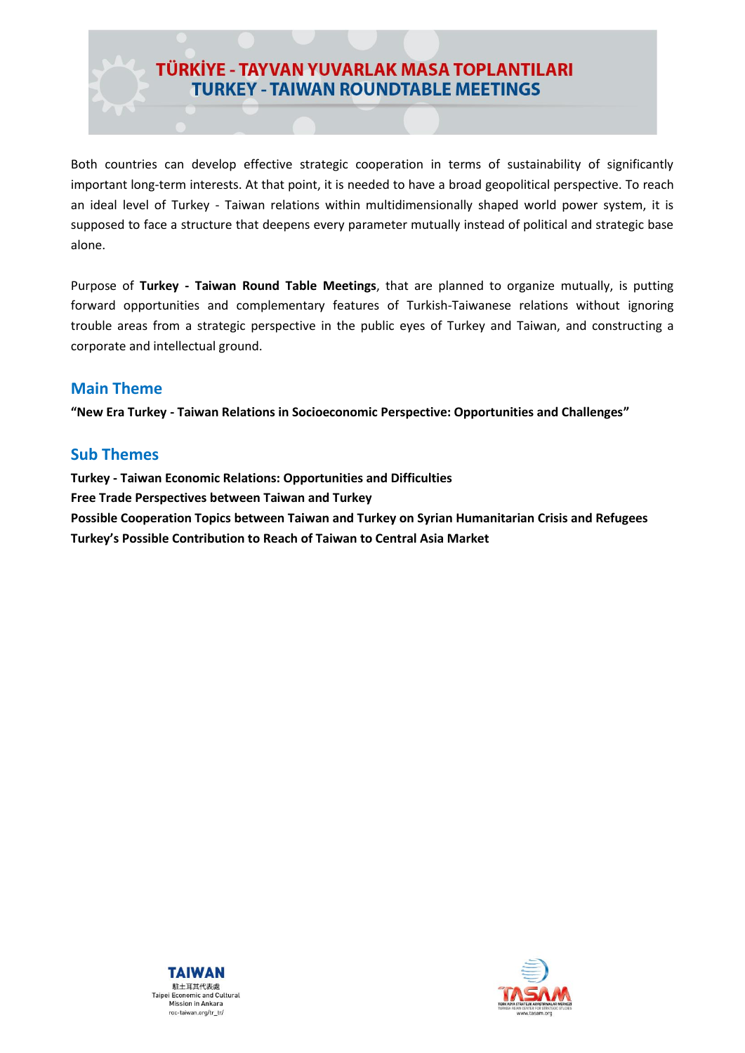Both countries can develop effective strategic cooperation in terms of sustainability of significantly important long-term interests. At that point, it is needed to have a broad geopolitical perspective. To reach an ideal level of Turkey - Taiwan relations within multidimensionally shaped world power system, it is supposed to face a structure that deepens every parameter mutually instead of political and strategic base alone.

Purpose of **Turkey - Taiwan Round Table Meetings**, that are planned to organize mutually, is putting forward opportunities and complementary features of Turkish-Taiwanese relations without ignoring trouble areas from a strategic perspective in the public eyes of Turkey and Taiwan, and constructing a corporate and intellectual ground.

## Main Theme

**"New Era Turkey - Taiwan Relations in Socioeconomic Perspective: Opportunities and Challenges"**

## Sub Themes

**Turkey - Taiwan Economic Relations: Opportunities and Difficulties**
**Free Trade Perspectives between Taiwan and Turkey**
**Possible Cooperation Topics between Taiwan and Turkey on Syrian Humanitarian Crisis and Refugees**
**Turkey's Possible Contribution to Reach of Taiwan to Central Asia Market**

TAIWAN
駐土耳其代表處
Taipei Economic and Cultural Mission in Ankara
roc-taiwan.org/tr_tr/

TASAM
TÜRK ASYA STRATEJİK ARAŞTIRMALAR MERKEZİ
TURKISH ASIAN CENTER FOR STRATEGIC STUDIES
www.tasam.org